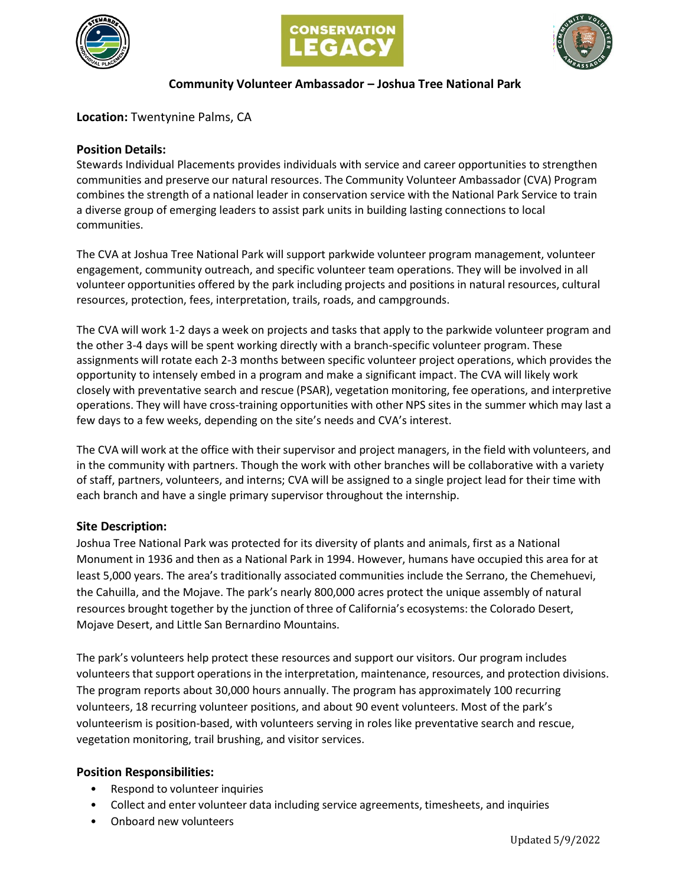# Community Volunteer Ambassador – Joshua Tree National Park

**Location:** Twentynine Palms, CA

## Position Details:

Stewards Individual Placements provides individuals with service and career opportunities to strengthen communities and preserve our natural resources. The Community Volunteer Ambassador (CVA) Program combines the strength of a national leader in conservation service with the National Park Service to train a diverse group of emerging leaders to assist park units in building lasting connections to local communities.

The CVA at Joshua Tree National Park will support parkwide volunteer program management, volunteer engagement, community outreach, and specific volunteer team operations. They will be involved in all volunteer opportunities offered by the park including projects and positions in natural resources, cultural resources, protection, fees, interpretation, trails, roads, and campgrounds.

The CVA will work 1-2 days a week on projects and tasks that apply to the parkwide volunteer program and the other 3-4 days will be spent working directly with a branch-specific volunteer program. These assignments will rotate each 2-3 months between specific volunteer project operations, which provides the opportunity to intensely embed in a program and make a significant impact. The CVA will likely work closely with preventative search and rescue (PSAR), vegetation monitoring, fee operations, and interpretive operations. They will have cross-training opportunities with other NPS sites in the summer which may last a few days to a few weeks, depending on the site's needs and CVA's interest.

The CVA will work at the office with their supervisor and project managers, in the field with volunteers, and in the community with partners. Though the work with other branches will be collaborative with a variety of staff, partners, volunteers, and interns; CVA will be assigned to a single project lead for their time with each branch and have a single primary supervisor throughout the internship.

## Site Description:

Joshua Tree National Park was protected for its diversity of plants and animals, first as a National Monument in 1936 and then as a National Park in 1994. However, humans have occupied this area for at least 5,000 years. The area's traditionally associated communities include the Serrano, the Chemehuevi, the Cahuilla, and the Mojave. The park's nearly 800,000 acres protect the unique assembly of natural resources brought together by the junction of three of California's ecosystems: the Colorado Desert, Mojave Desert, and Little San Bernardino Mountains.

The park's volunteers help protect these resources and support our visitors. Our program includes volunteers that support operations in the interpretation, maintenance, resources, and protection divisions. The program reports about 30,000 hours annually. The program has approximately 100 recurring volunteers, 18 recurring volunteer positions, and about 90 event volunteers. Most of the park's volunteerism is position-based, with volunteers serving in roles like preventative search and rescue, vegetation monitoring, trail brushing, and visitor services.

## Position Responsibilities:

- Respond to volunteer inquiries
- Collect and enter volunteer data including service agreements, timesheets, and inquiries
- Onboard new volunteers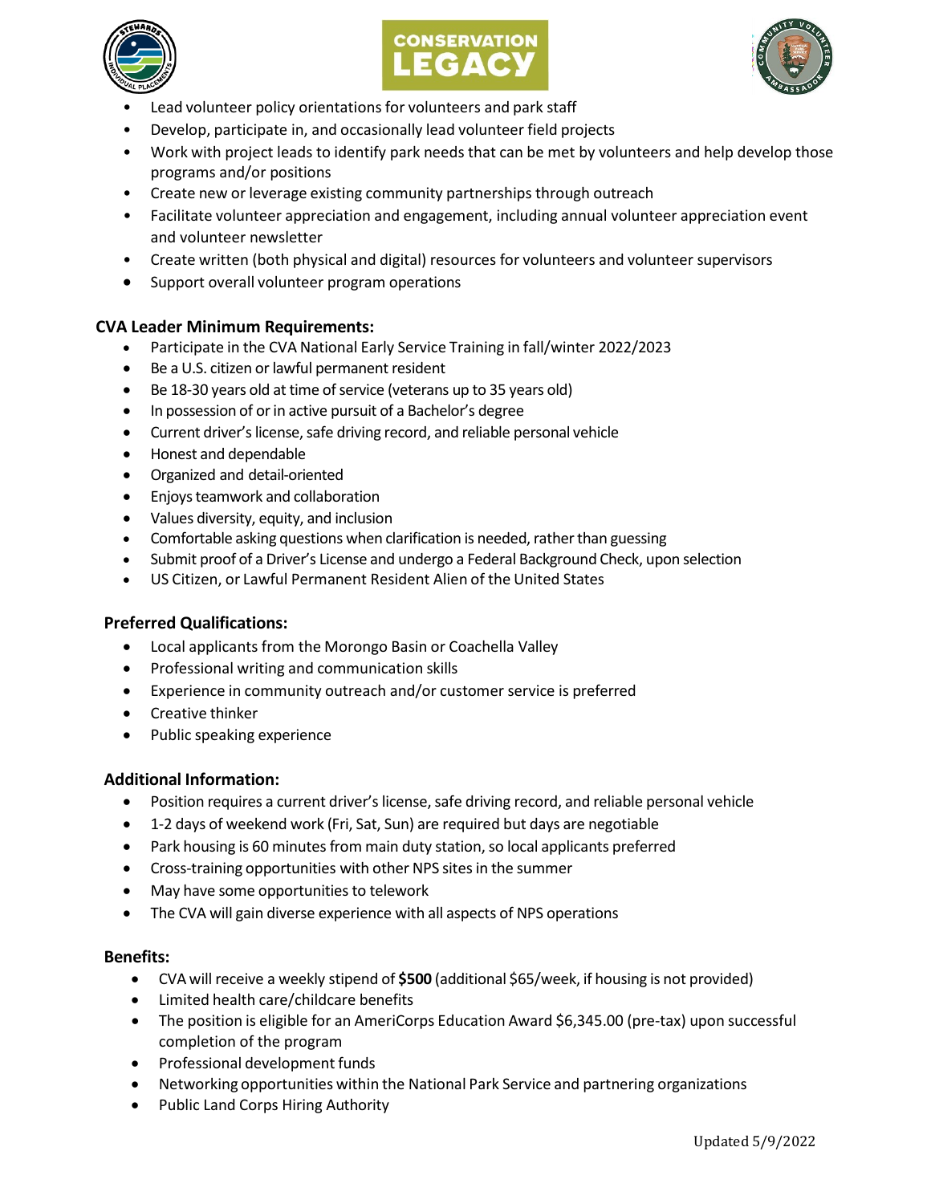- Lead volunteer policy orientations for volunteers and park staff
- Develop, participate in, and occasionally lead volunteer field projects
- Work with project leads to identify park needs that can be met by volunteers and help develop those programs and/or positions
- Create new or leverage existing community partnerships through outreach
- Facilitate volunteer appreciation and engagement, including annual volunteer appreciation event and volunteer newsletter
- Create written (both physical and digital) resources for volunteers and volunteer supervisors
- Support overall volunteer program operations

### CVA Leader Minimum Requirements:

- Participate in the CVA National Early Service Training in fall/winter 2022/2023
- Be a U.S. citizen or lawful permanent resident
- Be 18-30 years old at time of service (veterans up to 35 years old)
- In possession of or in active pursuit of a Bachelor's degree
- Current driver's license, safe driving record, and reliable personal vehicle
- Honest and dependable
- Organized and detail-oriented
- Enjoys teamwork and collaboration
- Values diversity, equity, and inclusion
- Comfortable asking questions when clarification is needed, rather than guessing
- Submit proof of a Driver's License and undergo a Federal Background Check, upon selection
- US Citizen, or Lawful Permanent Resident Alien of the United States

### Preferred Qualifications:

- Local applicants from the Morongo Basin or Coachella Valley
- Professional writing and communication skills
- Experience in community outreach and/or customer service is preferred
- Creative thinker
- Public speaking experience

### Additional Information:

- Position requires a current driver's license, safe driving record, and reliable personal vehicle
- 1-2 days of weekend work (Fri, Sat, Sun) are required but days are negotiable
- Park housing is 60 minutes from main duty station, so local applicants preferred
- Cross-training opportunities with other NPS sites in the summer
- May have some opportunities to telework
- The CVA will gain diverse experience with all aspects of NPS operations

### Benefits:

- CVA will receive a weekly stipend of **$500** (additional $65/week, if housing is not provided)
- Limited health care/childcare benefits
- The position is eligible for an AmeriCorps Education Award $6,345.00 (pre-tax) upon successful completion of the program
- Professional development funds
- Networking opportunities within the National Park Service and partnering organizations
- Public Land Corps Hiring Authority

Updated 5/9/2022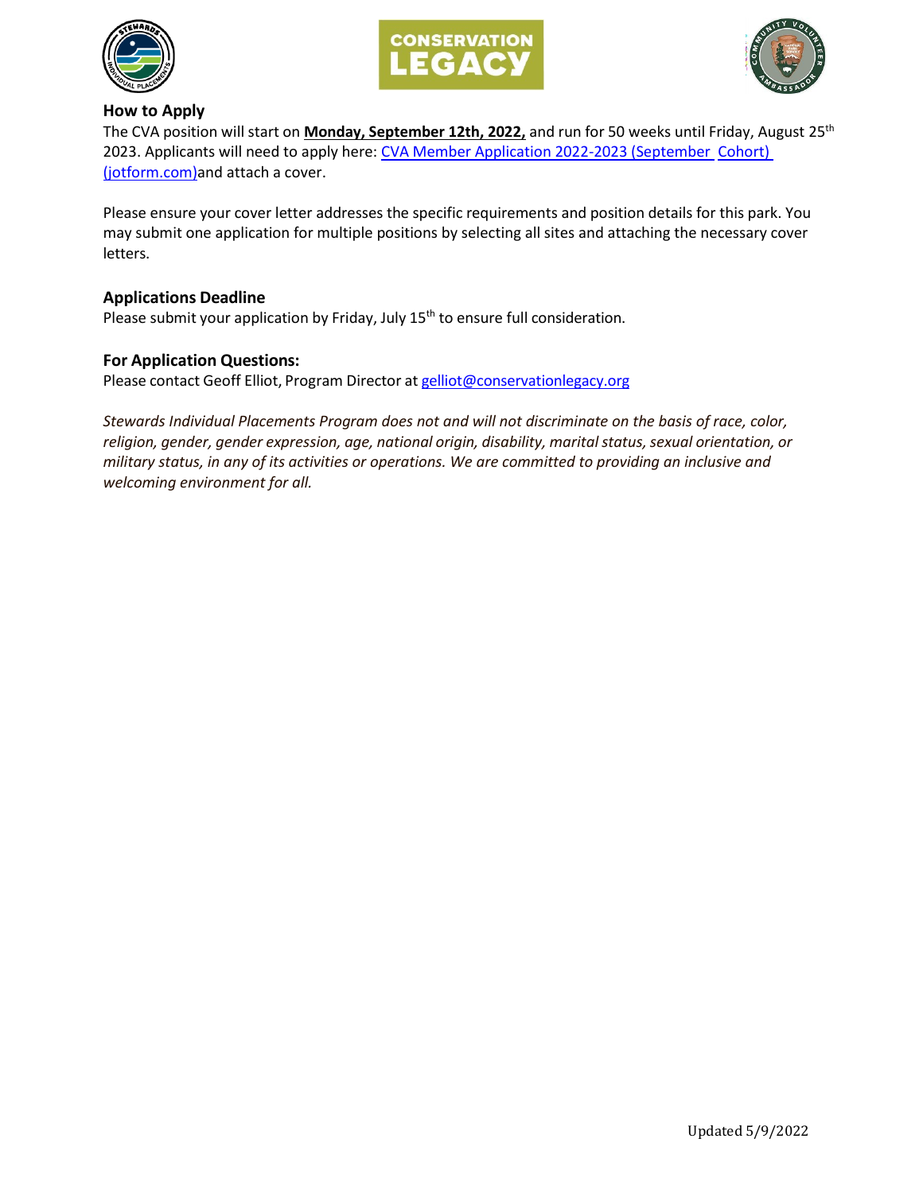## How to Apply

The CVA position will start on **Monday, September 12th, 2022,** and run for 50 weeks until Friday, August 25th 2023. Applicants will need to apply here: [CVA Member Application 2022-2023 (September Cohort) (jotform.com)]and attach a cover.

Please ensure your cover letter addresses the specific requirements and position details for this park. You may submit one application for multiple positions by selecting all sites and attaching the necessary cover letters.

## Applications Deadline

Please submit your application by Friday, July 15th to ensure full consideration.

## For Application Questions:

Please contact Geoff Elliot, Program Director at gelliot@conservationlegacy.org

*Stewards Individual Placements Program does not and will not discriminate on the basis of race, color, religion, gender, gender expression, age, national origin, disability, marital status, sexual orientation, or military status, in any of its activities or operations. We are committed to providing an inclusive and welcoming environment for all.*

Updated 5/9/2022